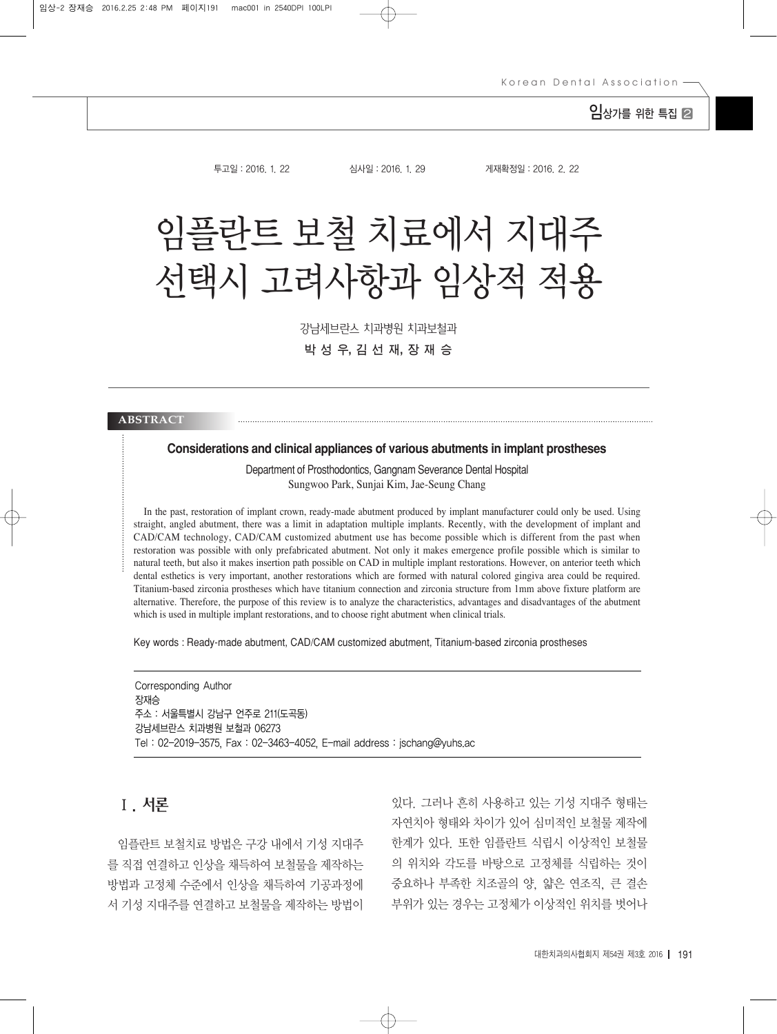투고일 : 2016. 1. 22 심사일 : 2016. 1. 29 게재확정일 : 2016. 2. 22

# 임플란트 보철 치료에서 지대주 선택시 고려사항과 임상적 적용

강남세브란스 치과병원 치과보철과

**박 성 우, 김 선 재, 장 재 승**

**ABSTRACT**

**Considerations and clinical appliances of various abutments in implant prostheses**

Department of Prosthodontics, Gangnam Severance Dental Hospital
Sungwoo Park, Sunjai Kim, Jae-Seung Chang

In the past, restoration of implant crown, ready-made abutment produced by implant manufacturer could only be used. Using straight, angled abutment, there was a limit in adaptation multiple implants. Recently, with the development of implant and CAD/CAM technology, CAD/CAM customized abutment use has become possible which is different from the past when restoration was possible with only prefabricated abutment. Not only it makes emergence profile possible which is similar to natural teeth, but also it makes insertion path possible on CAD in multiple implant restorations. However, on anterior teeth which dental esthetics is very important, another restorations which are formed with natural colored gingiva area could be required. Titanium-based zirconia prostheses which have titanium connection and zirconia structure from 1mm above fixture platform are alternative. Therefore, the purpose of this review is to analyze the characteristics, advantages and disadvantages of the abutment which is used in multiple implant restorations, and to choose right abutment when clinical trials.

Key words : Ready-made abutment, CAD/CAM customized abutment, Titanium-based zirconia prostheses

Corresponding Author
장재승
주소 : 서울특별시 강남구 언주로 211(도곡동)
강남세브란스 치과병원 보철과 06273
Tel : 02-2019-3575, Fax : 02-3463-4052, E-mail address : jschang@yuhs.ac

## Ⅰ. 서론

임플란트 보철치료 방법은 구강 내에서 기성 지대주를 직접 연결하고 인상을 채득하여 보철물을 제작하는 방법과 고정체 수준에서 인상을 채득하여 기공과정에서 기성 지대주를 연결하고 보철물을 제작하는 방법이 있다. 그러나 흔히 사용하고 있는 기성 지대주 형태는 자연치아 형태와 차이가 있어 심미적인 보철물 제작에 한계가 있다. 또한 임플란트 식립시 이상적인 보철물의 위치와 각도를 바탕으로 고정체를 식립하는 것이 중요하나 부족한 치조골의 양, 얇은 연조직, 큰 결손부위가 있는 경우는 고정체가 이상적인 위치를 벗어나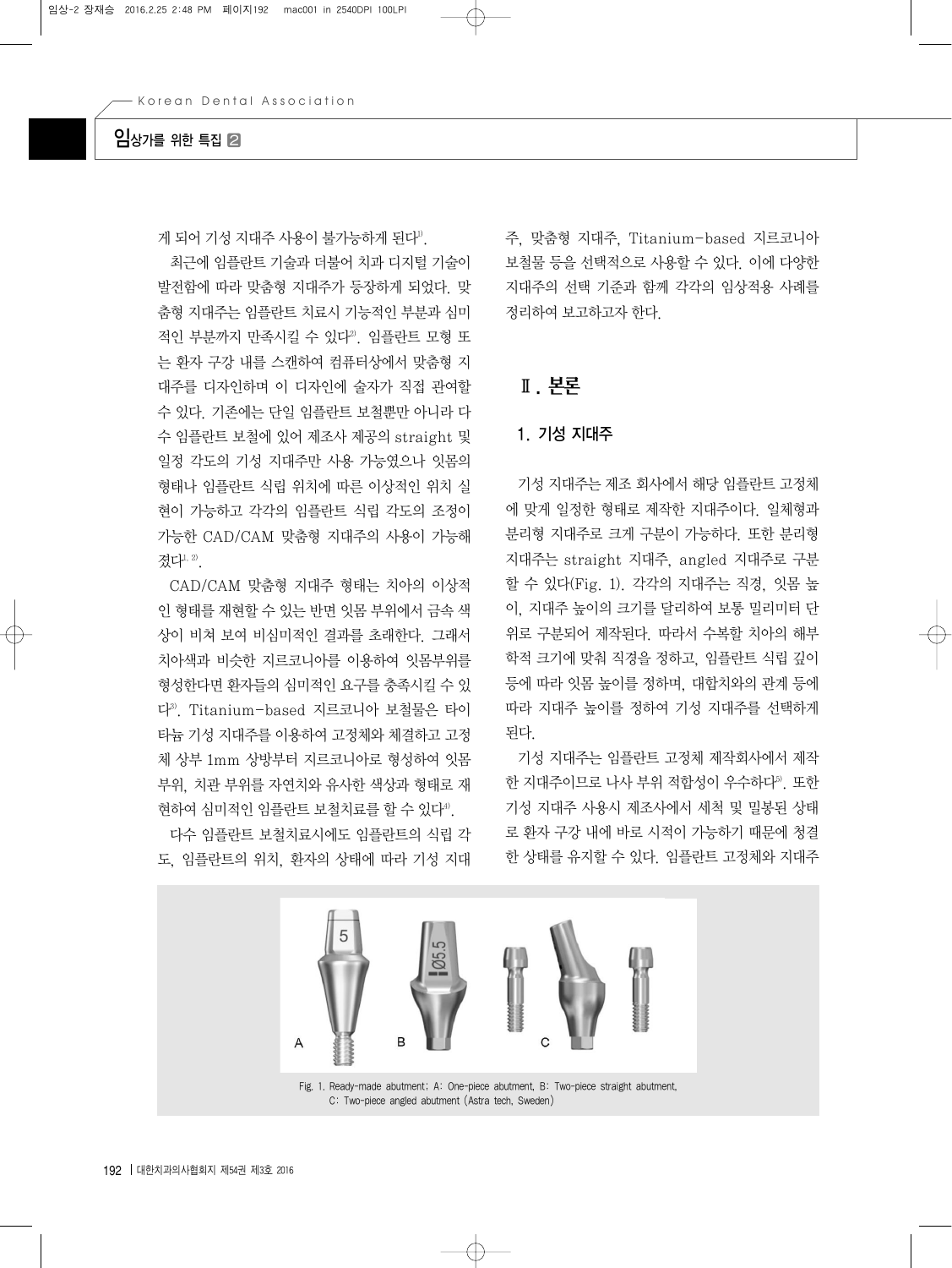게 되어 기성 지대주 사용이 불가능하게 된다[1].

최근에 임플란트 기술과 더불어 치과 디지털 기술이 발전함에 따라 맞춤형 지대주가 등장하게 되었다. 맞춤형 지대주는 임플란트 치료시 기능적인 부분과 심미적인 부분까지 만족시킬 수 있다[2]. 임플란트 모형 또는 환자 구강 내를 스캔하여 컴퓨터상에서 맞춤형 지대주를 디자인하며 이 디자인에 술자가 직접 관여할 수 있다. 기존에는 단일 임플란트 보철뿐만 아니라 다수 임플란트 보철에 있어 제조사 제공의 straight 및 일정 각도의 기성 지대주만 사용 가능였으나 잇몸의 형태나 임플란트 식립 위치에 따른 이상적인 위치 실현이 가능하고 각각의 임플란트 식립 각도의 조정이 가능한 CAD/CAM 맞춤형 지대주의 사용이 가능해졌다[1, 2].

CAD/CAM 맞춤형 지대주 형태는 치아의 이상적인 형태를 재현할 수 있는 반면 잇몸 부위에서 금속 색상이 비쳐 보여 비심미적인 결과를 초래한다. 그래서 치아색과 비슷한 지르코니아를 이용하여 잇몸부위를 형성한다면 환자들의 심미적인 요구를 충족시킬 수 있다[3]. Titanium-based 지르코니아 보철물은 타이타늄 기성 지대주를 이용하여 고정체와 체결하고 고정체 상부 1mm 상방부터 지르코니아로 형성하여 잇몸부위, 치관 부위를 자연치와 유사한 색상과 형태로 재현하여 심미적인 임플란트 보철치료를 할 수 있다[4].

다수 임플란트 보철치료시에도 임플란트의 식립 각도, 임플란트의 위치, 환자의 상태에 따라 기성 지대주, 맞춤형 지대주, Titanium-based 지르코니아 보철물 등을 선택적으로 사용할 수 있다. 이에 다양한 지대주의 선택 기준과 함께 각각의 임상적용 사례를 정리하여 보고하고자 한다.

## Ⅱ. 본론

### 1. 기성 지대주

기성 지대주는 제조 회사에서 해당 임플란트 고정체에 맞게 일정한 형태로 제작한 지대주이다. 일체형과 분리형 지대주로 크게 구분이 가능하다. 또한 분리형 지대주는 straight 지대주, angled 지대주로 구분할 수 있다(Fig. 1). 각각의 지대주는 직경, 잇몸 높이, 지대주 높이의 크기를 달리하여 보통 밀리미터 단위로 구분되어 제작된다. 따라서 수복할 치아의 해부학적 크기에 맞춰 직경을 정하고, 임플란트 식립 깊이 등에 따라 잇몸 높이를 정하며, 대합치와의 관계 등에 따라 지대주 높이를 정하여 기성 지대주를 선택하게 된다.

기성 지대주는 임플란트 고정체 제작회사에서 제작한 지대주이므로 나사 부위 적합성이 우수하다[5]. 또한 기성 지대주 사용시 제조사에서 세척 및 밀봉된 상태로 환자 구강 내에 바로 시적이 가능하기 때문에 청결한 상태를 유지할 수 있다. 임플란트 고정체와 지대주

Fig. 1. Ready-made abutment; A: One-piece abutment, B: Two-piece straight abutment, C: Two-piece angled abutment (Astra tech, Sweden)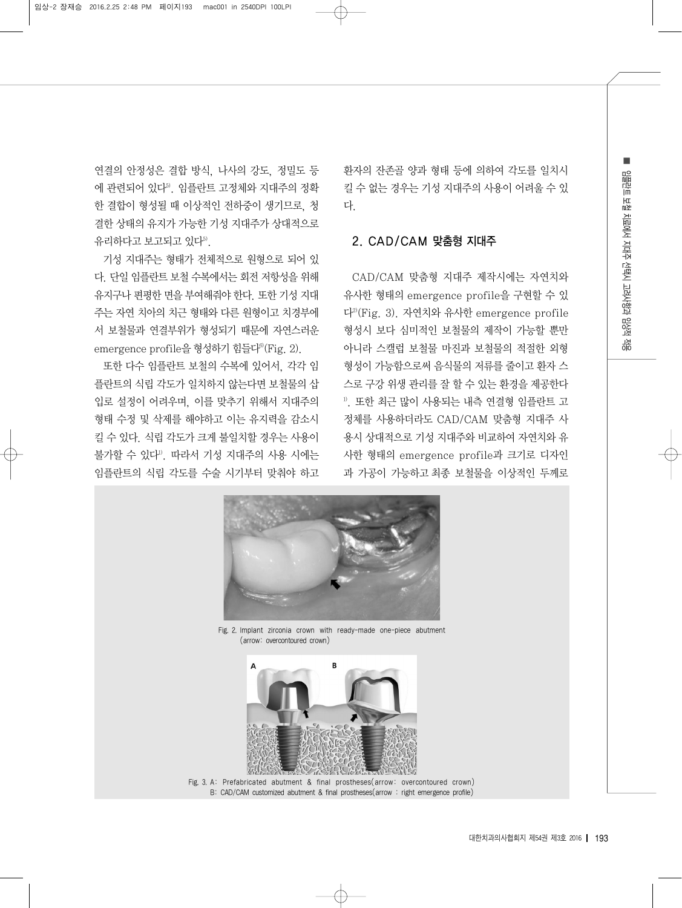연결의 안정성은 결합 방식, 나사의 강도, 정밀도 등에 관련되어 있다[5]. 임플란트 고정체와 지대주의 정확한 결합이 형성될 때 이상적인 전하중이 생기므로, 청결한 상태의 유지가 가능한 기성 지대주가 상대적으로 유리하다고 보고되고 있다[5].

기성 지대주는 형태가 전체적으로 원형으로 되어 있다. 단일 임플란트 보철 수복에서는 회전 저항성을 위해 유지구나 편평한 면을 부여해줘야 한다. 또한 기성 지대주는 자연 치아의 치근 형태와 다른 원형이고 치경부에서 보철물과 연결부위가 형성되기 때문에 자연스러운 emergence profile을 형성하기 힘들다[6](Fig. 2).

또한 다수 임플란트 보철의 수복에 있어서, 각각 임플란트의 식립 각도가 일치하지 않는다면 보철물의 삽입로 설정이 어려우며, 이를 맞추기 위해서 지대주의 형태 수정 및 삭제를 해야하고 이는 유지력을 감소시킬 수 있다. 식립 각도가 크게 불일치할 경우는 사용이 불가할 수 있다[1]. 따라서 기성 지대주의 사용 시에는 임플란트의 식립 각도를 수술 시기부터 맞춰야 하고 환자의 잔존골 양과 형태 등에 의하여 각도를 일치시킬 수 없는 경우는 기성 지대주의 사용이 어려울 수 있다.

## 2. CAD/CAM 맞춤형 지대주

CAD/CAM 맞춤형 지대주 제작시에는 자연치와 유사한 형태의 emergence profile을 구현할 수 있다[2](Fig. 3). 자연치와 유사한 emergence profile 형성시 보다 심미적인 보철물의 제작이 가능할 뿐만 아니라 스캘럽 보철물 마진과 보철물의 적절한 외형 형성이 가능함으로써 음식물의 저류를 줄이고 환자 스스로 구강 위생 관리를 잘 할 수 있는 환경을 제공한다[1]. 또한 최근 많이 사용되는 내측 연결형 임플란트 고정체를 사용하더라도 CAD/CAM 맞춤형 지대주 사용시 상대적으로 기성 지대주와 비교하여 자연치와 유사한 형태의 emergence profile과 크기로 디자인과 가공이 가능하고 최종 보철물을 이상적인 두께로

Fig. 2. Implant zirconia crown with ready-made one-piece abutment (arrow: overcontoured crown)

Fig. 3. A: Prefabricated abutment & final prostheses(arrow: overcontoured crown)
B: CAD/CAM customized abutment & final prostheses(arrow : right emergence profile)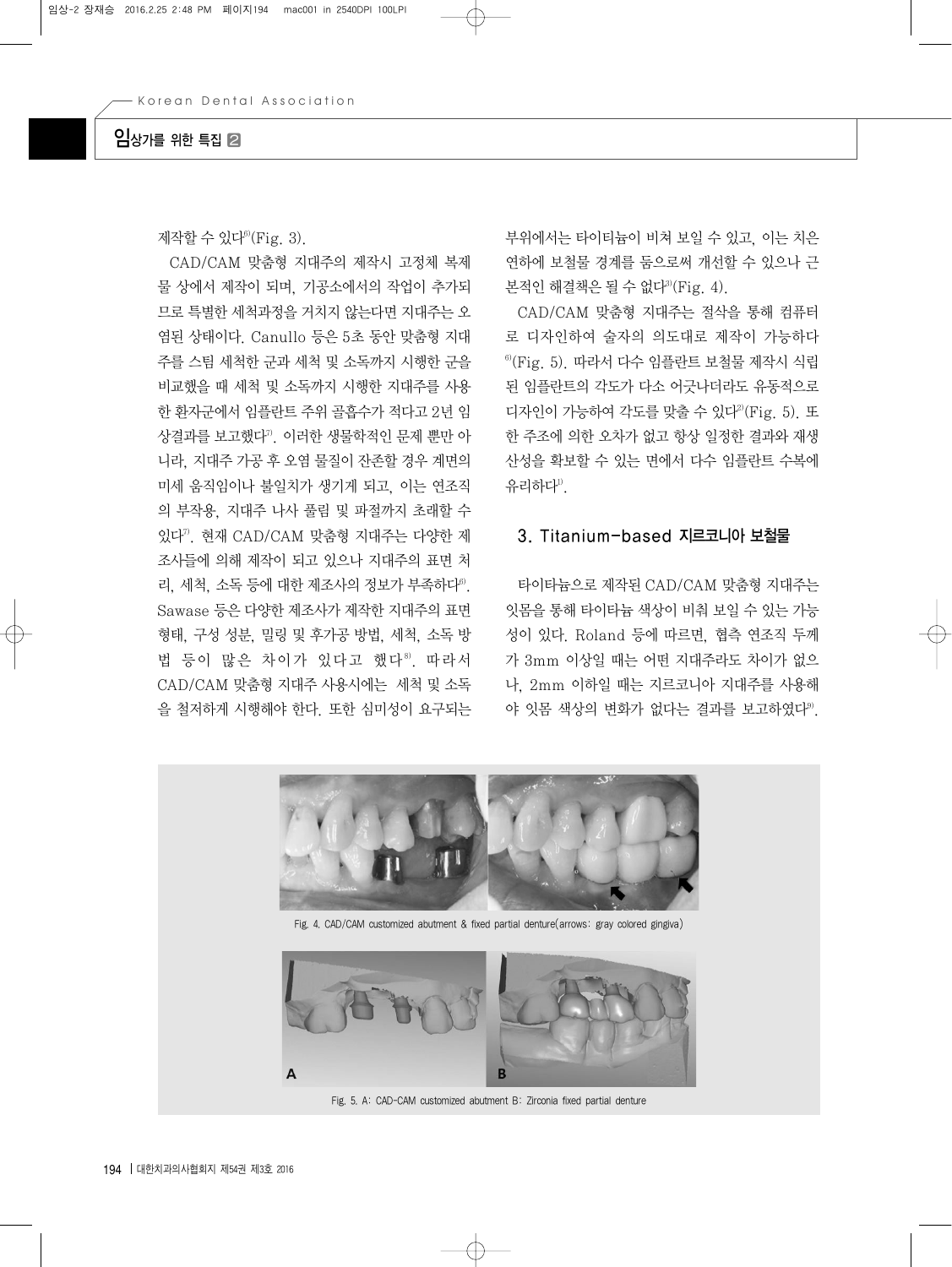제작할 수 있다[6](Fig. 3).

CAD/CAM 맞춤형 지대주의 제작시 고정체 복제물 상에서 제작이 되며, 기공소에서의 작업이 추가되므로 특별한 세척과정을 거치지 않는다면 지대주는 오염된 상태이다. Canullo 등은 5초 동안 맞춤형 지대주를 스팀 세척한 군과 세척 및 소독까지 시행한 군을 비교했을 때 세척 및 소독까지 시행한 지대주를 사용한 환자군에서 임플란트 주위 골흡수가 적다고 2년 임상결과를 보고했다[7]. 이러한 생물학적인 문제 뿐만 아니라, 지대주 가공 후 오염 물질이 잔존할 경우 계면의 미세 움직임이나 불일치가 생기게 되고, 이는 연조직의 부작용, 지대주 나사 풀림 및 파절까지 초래할 수 있다[7]. 현재 CAD/CAM 맞춤형 지대주는 다양한 제조사들에 의해 제작이 되고 있으나 지대주의 표면 처리, 세척, 소독 등에 대한 제조사의 정보가 부족하다[8]. Sawase 등은 다양한 제조사가 제작한 지대주의 표면 형태, 구성 성분, 밀링 및 후가공 방법, 세척, 소독 방법 등이 많은 차이가 있다고 했다[8]. 따라서 CAD/CAM 맞춤형 지대주 사용시에는 세척 및 소독을 철저하게 시행해야 한다. 또한 심미성이 요구되는 부위에서는 타이타늄이 비쳐 보일 수 있고, 이는 치은연하에 보철물 경계를 둠으로써 개선할 수 있으나 근본적인 해결책은 될 수 없다[3](Fig. 4).

CAD/CAM 맞춤형 지대주는 절삭을 통해 컴퓨터로 디자인하여 술자의 의도대로 제작이 가능하다[6](Fig. 5). 따라서 다수 임플란트 보철물 제작시 식립된 임플란트의 각도가 다소 어긋나더라도 유동적으로 디자인이 가능하여 각도를 맞출 수 있다[2](Fig. 5). 또한 주조에 의한 오차가 없고 항상 일정한 결과와 재생산성을 확보할 수 있는 면에서 다수 임플란트 수복에 유리하다[1].

## 3. Titanium-based 지르코니아 보철물

타이타늄으로 제작된 CAD/CAM 맞춤형 지대주는 잇몸을 통해 타이타늄 색상이 비춰 보일 수 있는 가능성이 있다. Roland 등에 따르면, 협측 연조직 두께가 3mm 이상일 때는 어떤 지대주라도 차이가 없으나, 2mm 이하일 때는 지르코니아 지대주를 사용해야 잇몸 색상의 변화가 없다는 결과를 보고하였다[9].

Fig. 4. CAD/CAM customized abutment & fixed partial denture(arrows: gray colored gingiva)

Fig. 5. A: CAD-CAM customized abutment B: Zirconia fixed partial denture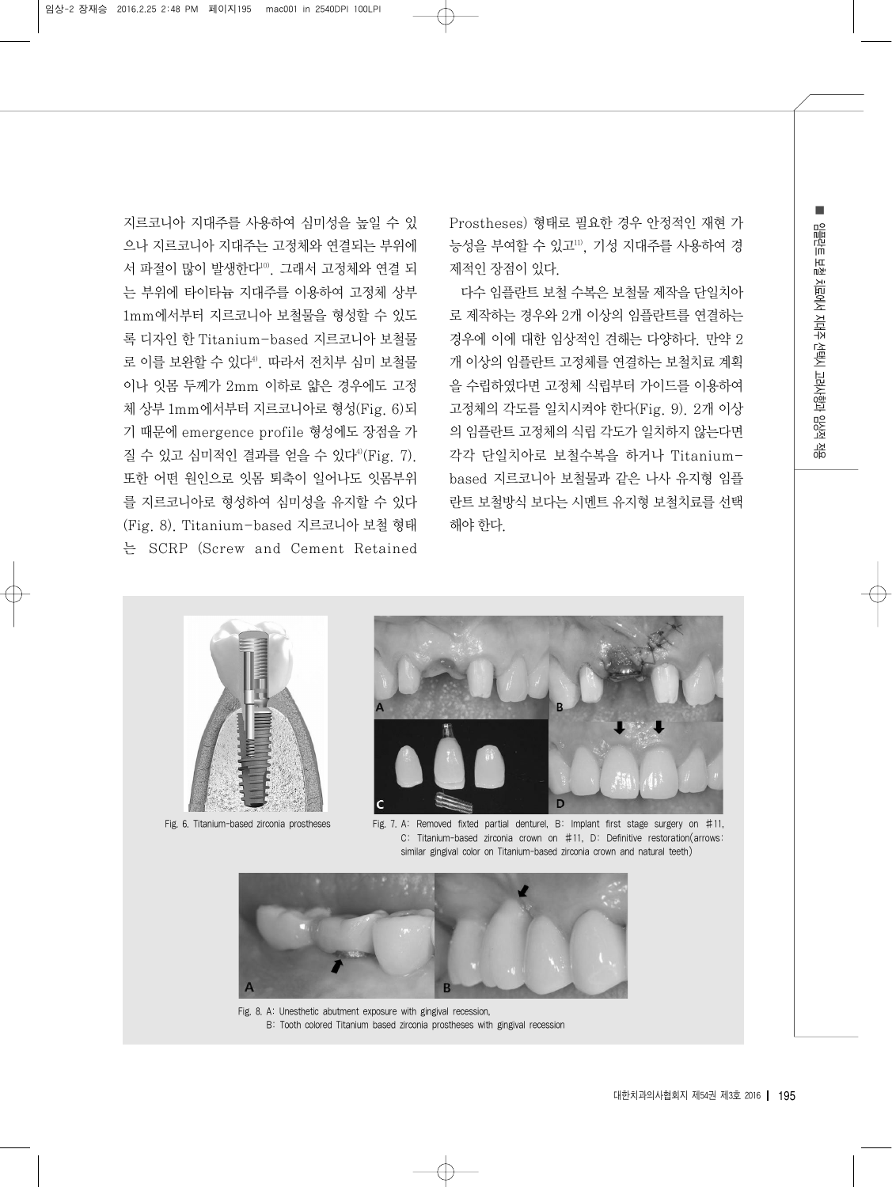지르코니아 지대주를 사용하여 심미성을 높일 수 있으나 지르코니아 지대주는 고정체와 연결되는 부위에서 파절이 많이 발생한다[10]. 그래서 고정체와 연결 되는 부위에 타이타늄 지대주를 이용하여 고정체 상부 1mm에서부터 지르코니아 보철물을 형성할 수 있도록 디자인 한 Titanium-based 지르코니아 보철물로 이를 보완할 수 있다[4]. 따라서 전치부 심미 보철물이나 잇몸 두께가 2mm 이하로 얇은 경우에도 고정체 상부 1mm에서부터 지르코니아로 형성(Fig. 6)되기 때문에 emergence profile 형성에도 장점을 가질 수 있고 심미적인 결과를 얻을 수 있다[4](Fig. 7). 또한 어떤 원인으로 잇몸 퇴축이 일어나도 잇몸부위를 지르코니아로 형성하여 심미성을 유지할 수 있다(Fig. 8). Titanium-based 지르코니아 보철 형태는 SCRP (Screw and Cement Retained Prostheses) 형태로 필요한 경우 안정적인 재현 가능성을 부여할 수 있고[11], 기성 지대주를 사용하여 경제적인 장점이 있다.

다수 임플란트 보철 수복은 보철물 제작을 단일치아로 제작하는 경우와 2개 이상의 임플란트를 연결하는 경우에 이에 대한 임상적인 견해는 다양하다. 만약 2개 이상의 임플란트 고정체를 연결하는 보철치료 계획을 수립하였다면 고정체 식립부터 가이드를 이용하여 고정체의 각도를 일치시켜야 한다(Fig. 9). 2개 이상의 임플란트 고정체의 식립 각도가 일치하지 않는다면 각각 단일치아로 보철수복을 하거나 Titanium-based 지르코니아 보철물과 같은 나사 유지형 임플란트 보철방식 보다는 시멘트 유지형 보철치료를 선택해야 한다.

Fig. 6. Titanium-based zirconia prostheses

Fig. 7. A: Removed fixted partial denturel, B: Implant first stage surgery on #11, C: Titanium-based zirconia crown on #11, D: Definitive restoration(arrows: similar gingival color on Titanium-based zirconia crown and natural teeth)

Fig. 8. A: Unesthetic abutment exposure with gingival recession,
B: Tooth colored Titanium based zirconia prostheses with gingival recession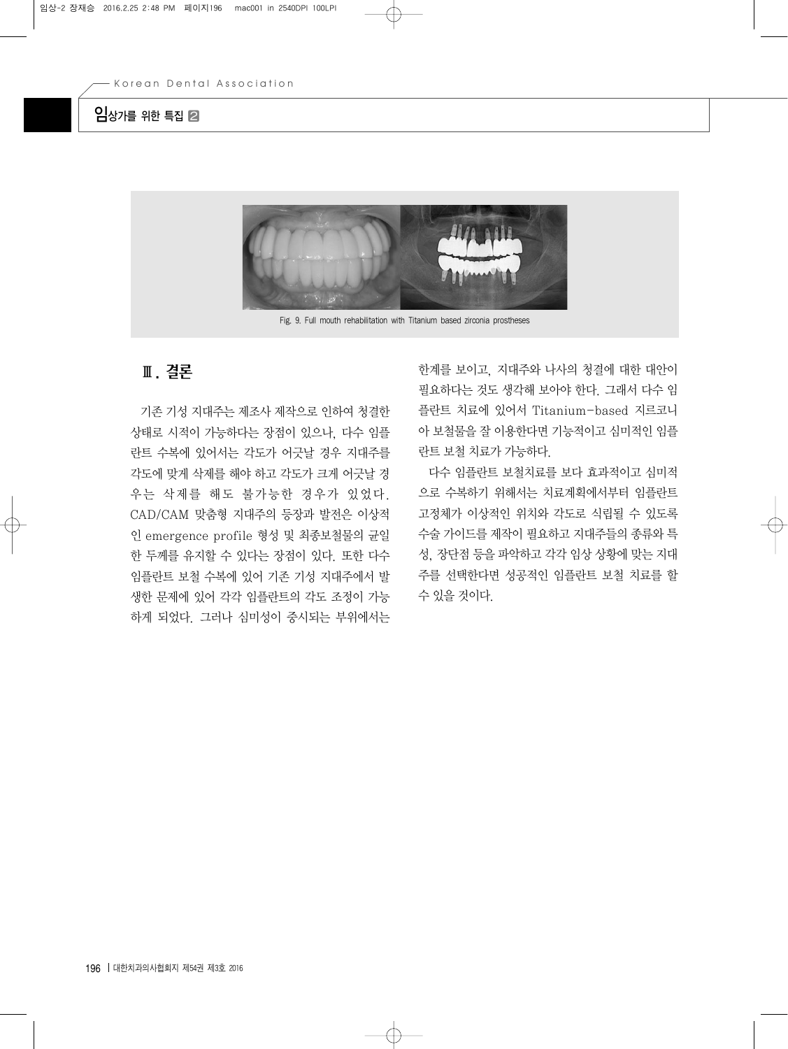Fig. 9. Full mouth rehabilitation with Titanium based zirconia prostheses

## Ⅲ. 결론

기존 기성 지대주는 제조사 제작으로 인하여 청결한 상태로 시적이 가능하다는 장점이 있으나, 다수 임플란트 수복에 있어서는 각도가 어긋날 경우 지대주를 각도에 맞게 삭제를 해야 하고 각도가 크게 어긋날 경우는 삭제를 해도 불가능한 경우가 있었다. CAD/CAM 맞춤형 지대주의 등장과 발전은 이상적인 emergence profile 형성 및 최종보철물의 균일한 두께를 유지할 수 있다는 장점이 있다. 또한 다수 임플란트 보철 수복에 있어 기존 기성 지대주에서 발생한 문제에 있어 각각 임플란트의 각도 조정이 가능하게 되었다. 그러나 심미성이 중시되는 부위에서는 한계를 보이고, 지대주와 나사의 청결에 대한 대안이 필요하다는 것도 생각해 보아야 한다. 그래서 다수 임플란트 치료에 있어서 Titanium-based 지르코니아 보철물을 잘 이용한다면 기능적이고 심미적인 임플란트 보철 치료가 가능하다.

다수 임플란트 보철치료를 보다 효과적이고 심미적으로 수복하기 위해서는 치료계획에서부터 임플란트 고정체가 이상적인 위치와 각도로 식립될 수 있도록 수술 가이드를 제작이 필요하고 지대주들의 종류와 특성, 장단점 등을 파악하고 각각 임상 상황에 맞는 지대주를 선택한다면 성공적인 임플란트 보철 치료를 할 수 있을 것이다.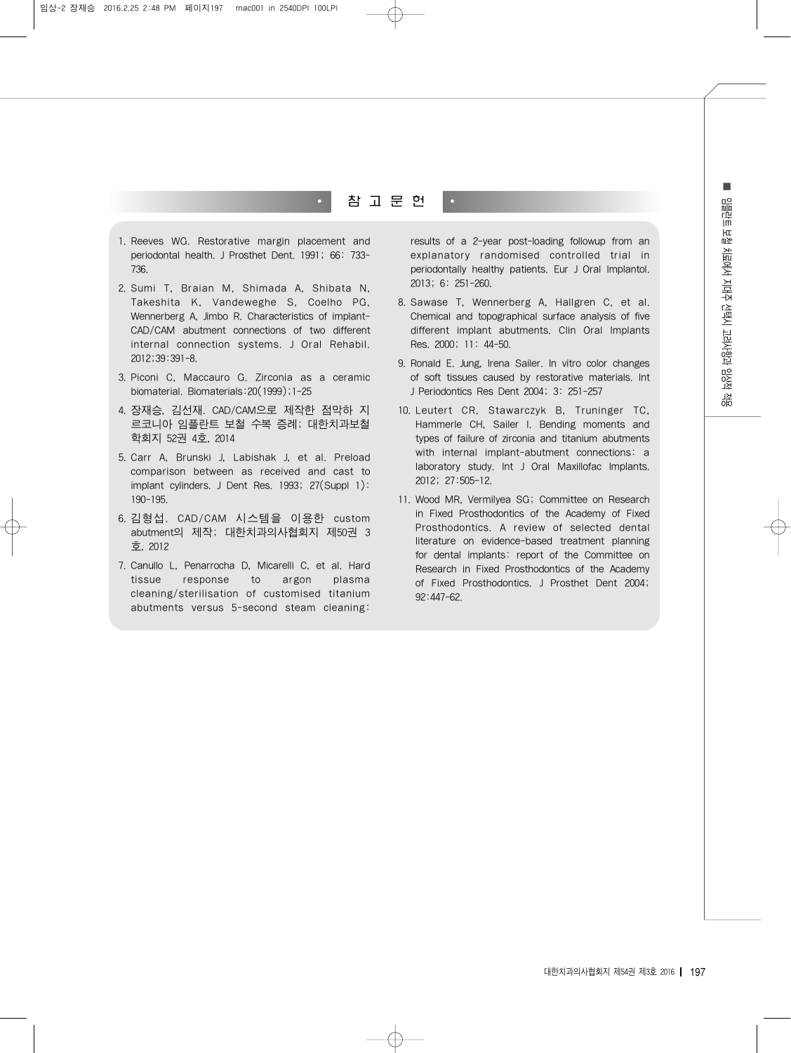## 참 고 문 헌

1. Reeves WG. Restorative margin placement and periodontal health. J Prosthet Dent. 1991; 66: 733-736.
2. Sumi T, Braian M, Shimada A, Shibata N, Takeshita K, Vandeweghe S, Coelho PG, Wennerberg A, Jimbo R. Characteristics of implant-CAD/CAM abutment connections of two different internal connection systems. J Oral Rehabil. 2012;39:391-8.
3. Piconi C, Maccauro G. Zirconia as a ceramic biomaterial. Biomaterials:20(1999);1-25
4. 장재승, 김선재. CAD/CAM으로 제작한 점막하 지르코니아 임플란트 보철 수복 증례; 대한치과보철학회지 52권 4호, 2014
5. Carr A, Brunski J, Labishak J, et al. Preload comparison between as received and cast to implant cylinders. J Dent Res. 1993; 27(Suppl 1): 190-195.
6. 김형섭. CAD/CAM 시스템을 이용한 custom abutment의 제작; 대한치과의사협회지 제50권 3호, 2012
7. Canullo L, Penarrocha D, Micarelli C, et al. Hard tissue response to argon plasma cleaning/sterilisation of customised titanium abutments versus 5-second steam cleaning: results of a 2-year post-loading followup from an explanatory randomised controlled trial in periodontally healthy patients. Eur J Oral Implantol. 2013; 6: 251-260.
8. Sawase T, Wennerberg A, Hallgren C, et al. Chemical and topographical surface analysis of five different implant abutments. Clin Oral Implants Res. 2000; 11: 44-50.
9. Ronald E. Jung, Irena Sailer. In vitro color changes of soft tissues caused by restorative materials. Int J Periodontics Res Dent 2004; 3: 251-257
10. Leutert CR, Stawarczyk B, Truninger TC, Hammerle CH, Sailer I. Bending moments and types of failure of zirconia and titanium abutments with internal implant-abutment connections: a laboratory study. Int J Oral Maxillofac Implants. 2012; 27:505-12.
11. Wood MR, Vermilyea SG; Committee on Research in Fixed Prosthodontics of the Academy of Fixed Prosthodontics. A review of selected dental literature on evidence-based treatment planning for dental implants: report of the Committee on Research in Fixed Prosthodontics of the Academy of Fixed Prosthodontics. J Prosthet Dent 2004; 92:447-62.